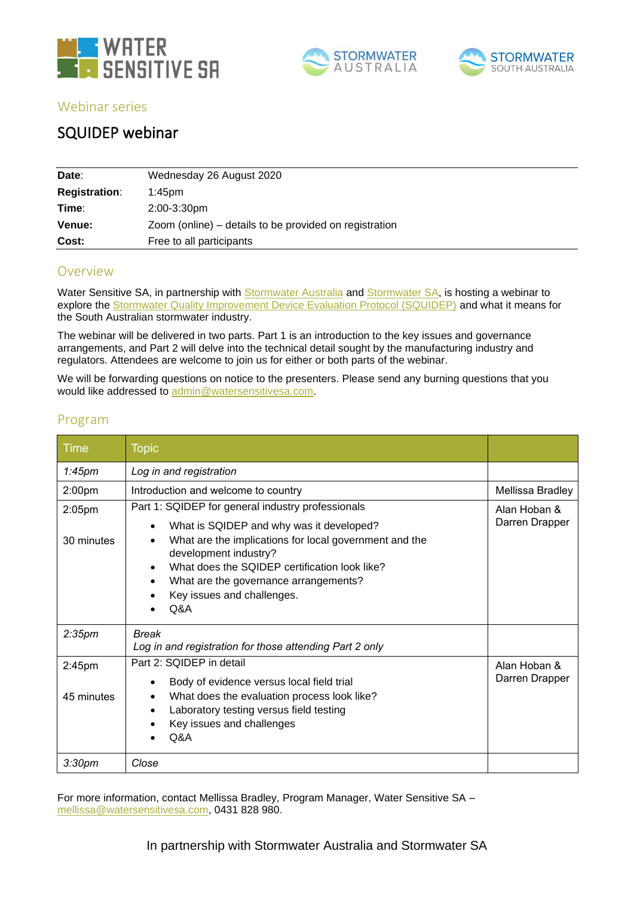WATER SENSITIVE SA

STORMWATER AUSTRALIA

STORMWATER SOUTH AUSTRALIA

## Webinar series

# SQUIDEP webinar

| | |
|---|---|
| **Date**: | Wednesday 26 August 2020 |
| **Registration**: | 1:45pm |
| **Time**: | 2:00-3:30pm |
| **Venue:** | Zoom (online) – details to be provided on registration |
| **Cost:** | Free to all participants |

## Overview

Water Sensitive SA, in partnership with Stormwater Australia and Stormwater SA, is hosting a webinar to explore the Stormwater Quality Improvement Device Evaluation Protocol (SQUIDEP) and what it means for the South Australian stormwater industry.

The webinar will be delivered in two parts. Part 1 is an introduction to the key issues and governance arrangements, and Part 2 will delve into the technical detail sought by the manufacturing industry and regulators. Attendees are welcome to join us for either or both parts of the webinar.

We will be forwarding questions on notice to the presenters. Please send any burning questions that you would like addressed to admin@watersensitivesa.com.

## Program

| Time | Topic | |
|---|---|---|
| *1:45pm* | *Log in and registration* | |
| 2:00pm | Introduction and welcome to country | Mellissa Bradley |
| 2:05pm<br><br>30 minutes | Part 1: SQIDEP for general industry professionals<br>• What is SQIDEP and why was it developed?<br>• What are the implications for local government and the development industry?<br>• What does the SQIDEP certification look like?<br>• What are the governance arrangements?<br>• Key issues and challenges.<br>• Q&A | Alan Hoban & Darren Drapper |
| *2:35pm* | *Break*<br>*Log in and registration for those attending Part 2 only* | |
| 2:45pm<br><br>45 minutes | Part 2: SQIDEP in detail<br>• Body of evidence versus local field trial<br>• What does the evaluation process look like?<br>• Laboratory testing versus field testing<br>• Key issues and challenges<br>• Q&A | Alan Hoban & Darren Drapper |
| *3:30pm* | *Close* | |

For more information, contact Mellissa Bradley, Program Manager, Water Sensitive SA – mellissa@watersensitivesa.com, 0431 828 980.

In partnership with Stormwater Australia and Stormwater SA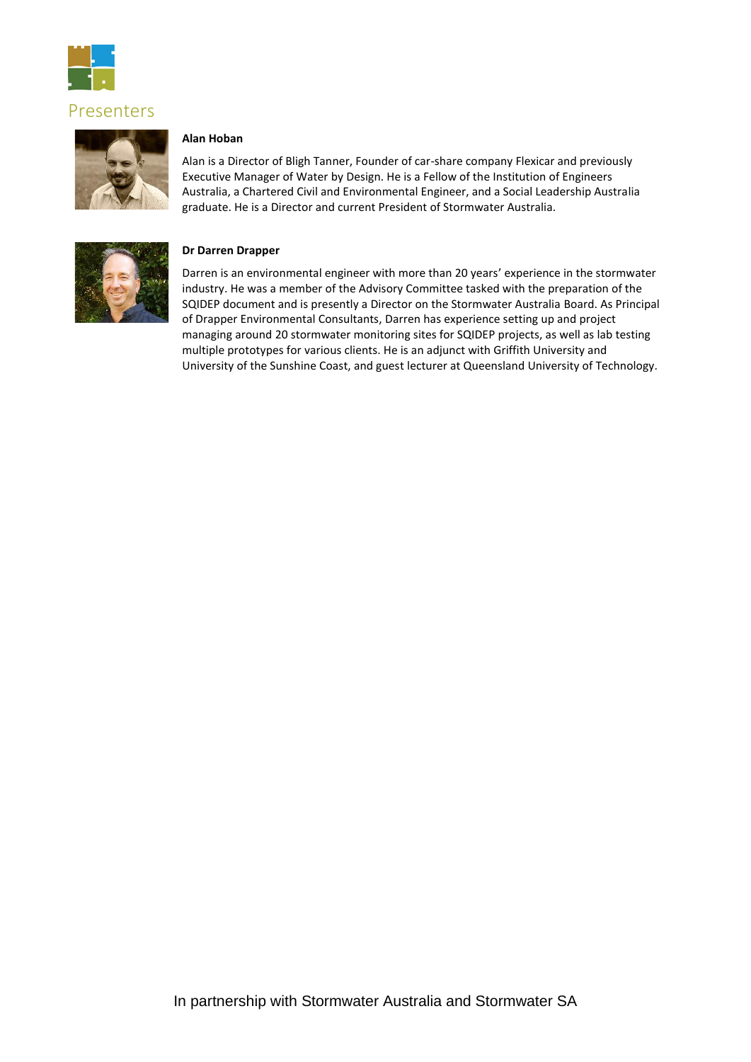## Presenters

**Alan Hoban**

Alan is a Director of Bligh Tanner, Founder of car-share company Flexicar and previously Executive Manager of Water by Design. He is a Fellow of the Institution of Engineers Australia, a Chartered Civil and Environmental Engineer, and a Social Leadership Australia graduate. He is a Director and current President of Stormwater Australia.

**Dr Darren Drapper**

Darren is an environmental engineer with more than 20 years' experience in the stormwater industry. He was a member of the Advisory Committee tasked with the preparation of the SQIDEP document and is presently a Director on the Stormwater Australia Board. As Principal of Drapper Environmental Consultants, Darren has experience setting up and project managing around 20 stormwater monitoring sites for SQIDEP projects, as well as lab testing multiple prototypes for various clients. He is an adjunct with Griffith University and University of the Sunshine Coast, and guest lecturer at Queensland University of Technology.

In partnership with Stormwater Australia and Stormwater SA